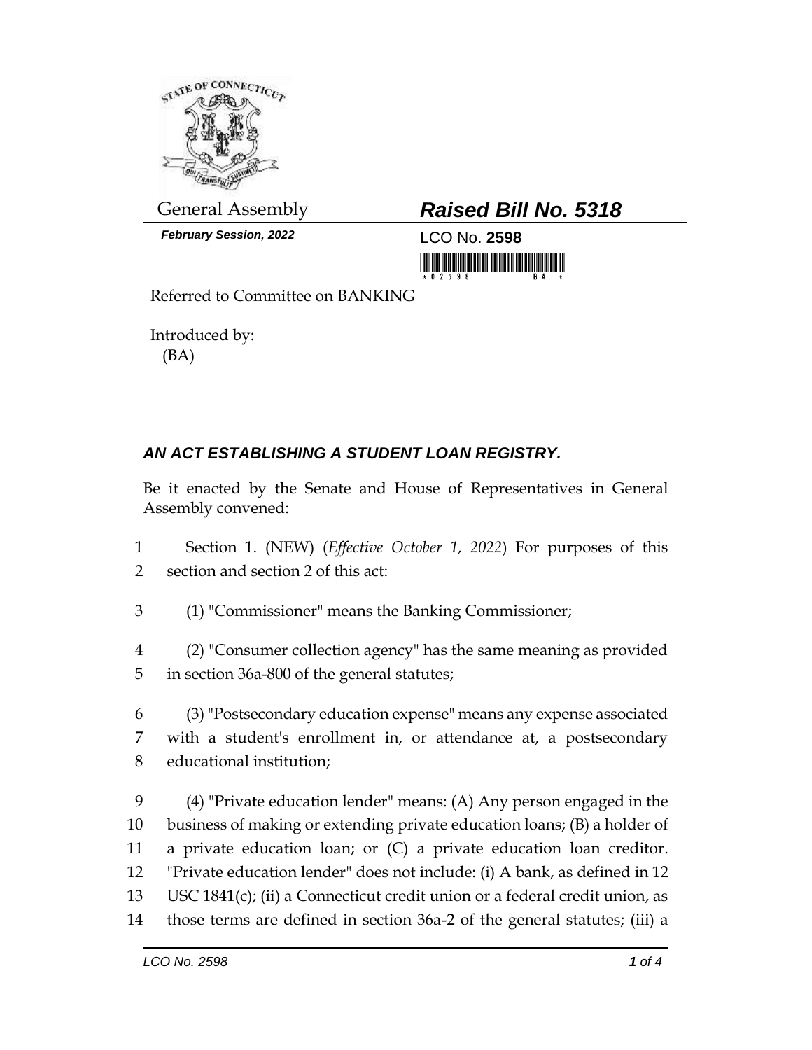General Assembly

***February Session, 2022***

# ***Raised Bill No. 5318***

LCO No. **2598**

Referred to Committee on BANKING

Introduced by:
(BA)

## ***AN ACT ESTABLISHING A STUDENT LOAN REGISTRY.***

Be it enacted by the Senate and House of Representatives in General Assembly convened:

1 Section 1. (NEW) (*Effective October 1, 2022*) For purposes of this
2 section and section 2 of this act:

3 (1) "Commissioner" means the Banking Commissioner;

4 (2) "Consumer collection agency" has the same meaning as provided
5 in section 36a-800 of the general statutes;

6 (3) "Postsecondary education expense" means any expense associated
7 with a student's enrollment in, or attendance at, a postsecondary
8 educational institution;

9 (4) "Private education lender" means: (A) Any person engaged in the
10 business of making or extending private education loans; (B) a holder of
11 a private education loan; or (C) a private education loan creditor.
12 "Private education lender" does not include: (i) A bank, as defined in 12
13 USC 1841(c); (ii) a Connecticut credit union or a federal credit union, as
14 those terms are defined in section 36a-2 of the general statutes; (iii) a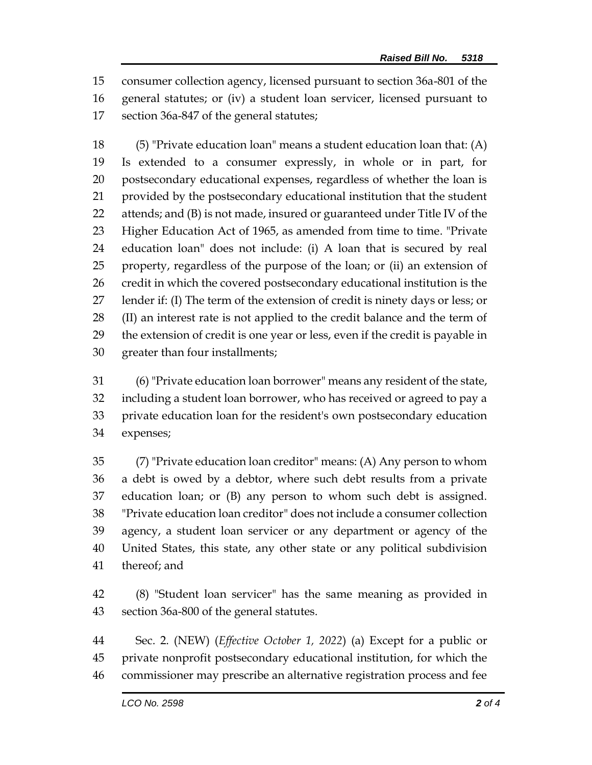consumer collection agency, licensed pursuant to section 36a-801 of the general statutes; or (iv) a student loan servicer, licensed pursuant to section 36a-847 of the general statutes;

(5) "Private education loan" means a student education loan that: (A) Is extended to a consumer expressly, in whole or in part, for postsecondary educational expenses, regardless of whether the loan is provided by the postsecondary educational institution that the student attends; and (B) is not made, insured or guaranteed under Title IV of the Higher Education Act of 1965, as amended from time to time. "Private education loan" does not include: (i) A loan that is secured by real property, regardless of the purpose of the loan; or (ii) an extension of credit in which the covered postsecondary educational institution is the lender if: (I) The term of the extension of credit is ninety days or less; or (II) an interest rate is not applied to the credit balance and the term of the extension of credit is one year or less, even if the credit is payable in greater than four installments;

(6) "Private education loan borrower" means any resident of the state, including a student loan borrower, who has received or agreed to pay a private education loan for the resident's own postsecondary education expenses;

(7) "Private education loan creditor" means: (A) Any person to whom a debt is owed by a debtor, where such debt results from a private education loan; or (B) any person to whom such debt is assigned. "Private education loan creditor" does not include a consumer collection agency, a student loan servicer or any department or agency of the United States, this state, any other state or any political subdivision thereof; and

(8) "Student loan servicer" has the same meaning as provided in section 36a-800 of the general statutes.

Sec. 2. (NEW) (*Effective October 1, 2022*) (a) Except for a public or private nonprofit postsecondary educational institution, for which the commissioner may prescribe an alternative registration process and fee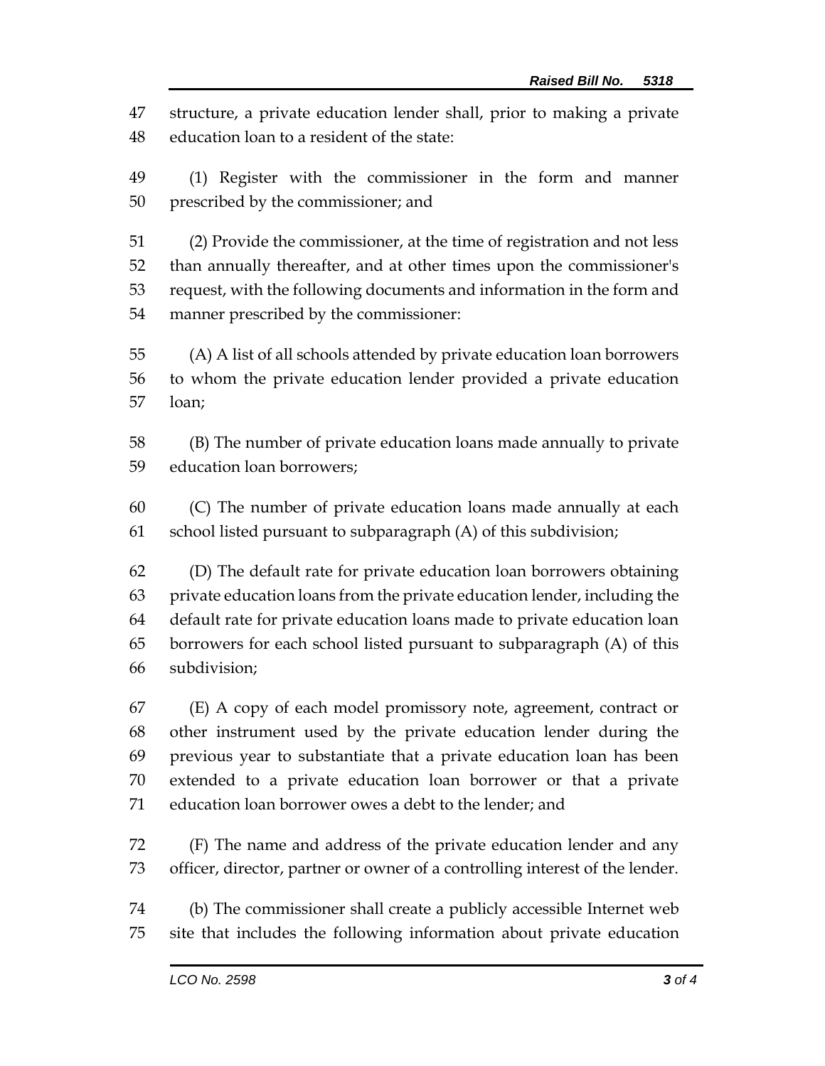structure, a private education lender shall, prior to making a private education loan to a resident of the state:

(1) Register with the commissioner in the form and manner prescribed by the commissioner; and

(2) Provide the commissioner, at the time of registration and not less than annually thereafter, and at other times upon the commissioner's request, with the following documents and information in the form and manner prescribed by the commissioner:

(A) A list of all schools attended by private education loan borrowers to whom the private education lender provided a private education loan;

(B) The number of private education loans made annually to private education loan borrowers;

(C) The number of private education loans made annually at each school listed pursuant to subparagraph (A) of this subdivision;

(D) The default rate for private education loan borrowers obtaining private education loans from the private education lender, including the default rate for private education loans made to private education loan borrowers for each school listed pursuant to subparagraph (A) of this subdivision;

(E) A copy of each model promissory note, agreement, contract or other instrument used by the private education lender during the previous year to substantiate that a private education loan has been extended to a private education loan borrower or that a private education loan borrower owes a debt to the lender; and

(F) The name and address of the private education lender and any officer, director, partner or owner of a controlling interest of the lender.

(b) The commissioner shall create a publicly accessible Internet web site that includes the following information about private education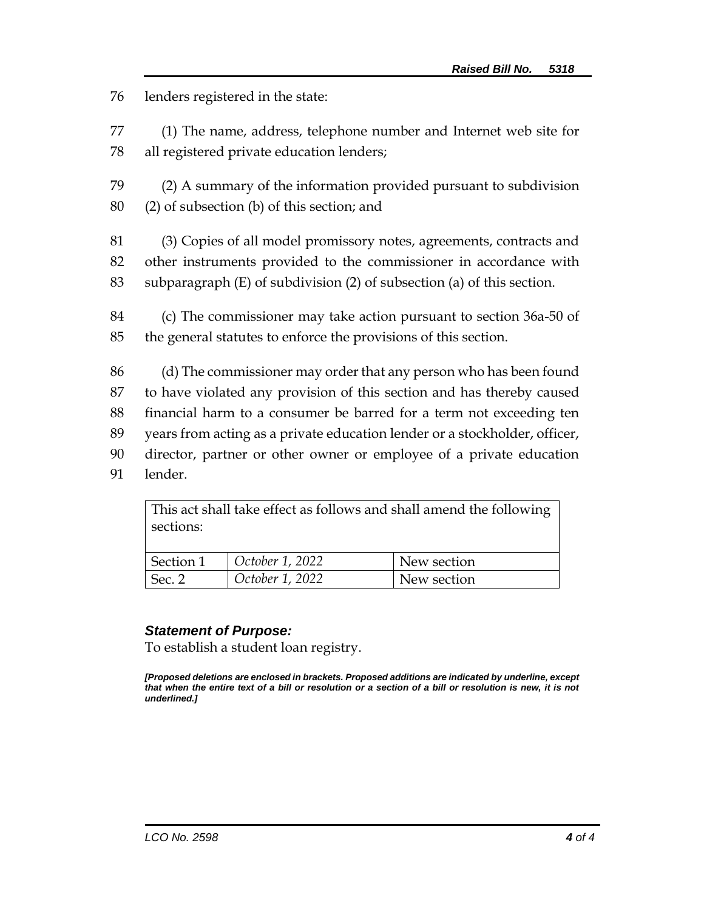lenders registered in the state:

(1) The name, address, telephone number and Internet web site for all registered private education lenders;

(2) A summary of the information provided pursuant to subdivision (2) of subsection (b) of this section; and

(3) Copies of all model promissory notes, agreements, contracts and other instruments provided to the commissioner in accordance with subparagraph (E) of subdivision (2) of subsection (a) of this section.

(c) The commissioner may take action pursuant to section 36a-50 of the general statutes to enforce the provisions of this section.

(d) The commissioner may order that any person who has been found to have violated any provision of this section and has thereby caused financial harm to a consumer be barred for a term not exceeding ten years from acting as a private education lender or a stockholder, officer, director, partner or other owner or employee of a private education lender.

| This act shall take effect as follows and shall amend the following sections: | | |
|---|---|---|
| Section 1 | *October 1, 2022* | New section |
| Sec. 2 | *October 1, 2022* | New section |

***Statement of Purpose:***

To establish a student loan registry.

***[Proposed deletions are enclosed in brackets. Proposed additions are indicated by underline, except that when the entire text of a bill or resolution or a section of a bill or resolution is new, it is not underlined.]***